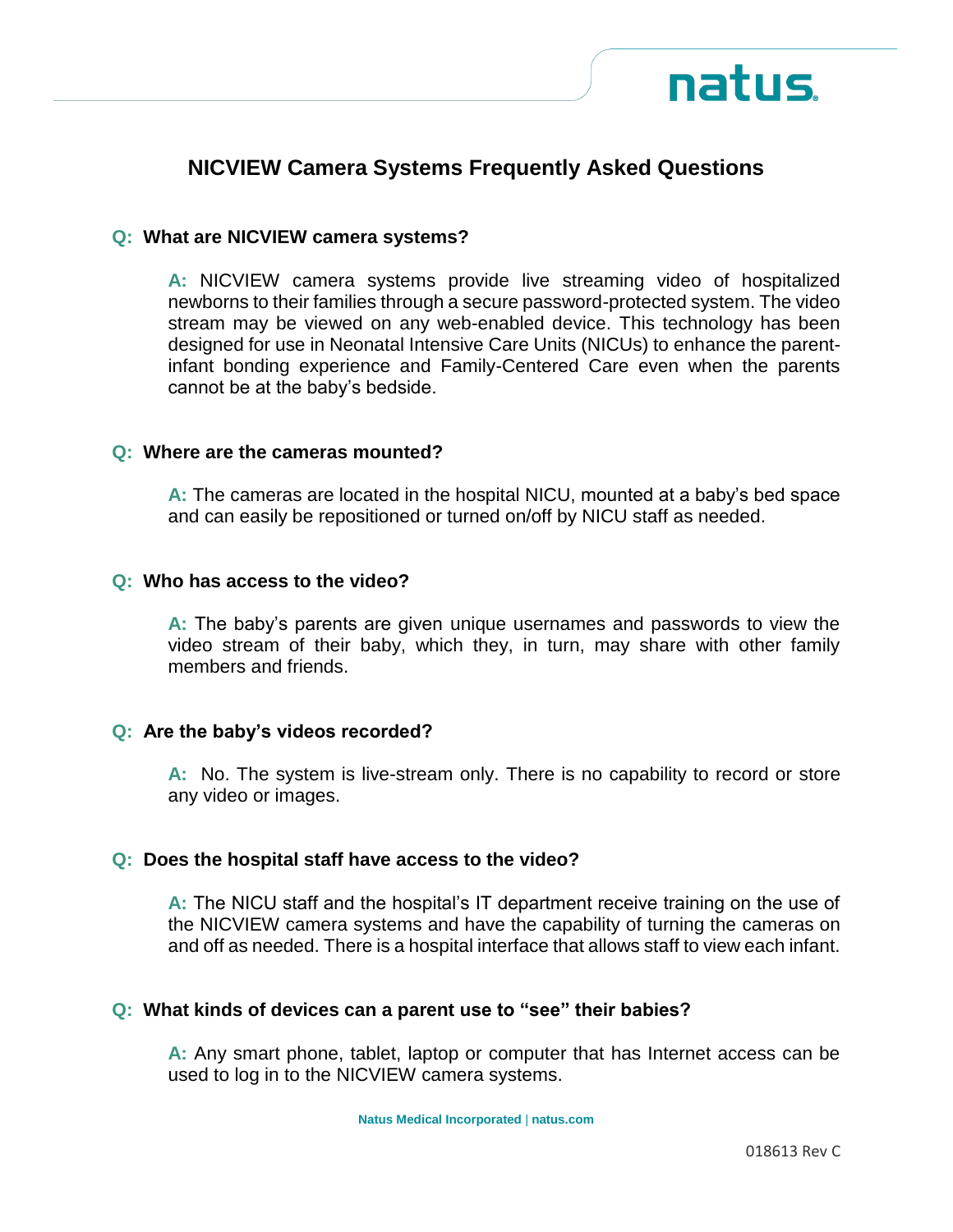# NICVIEW Camera Systems Frequently Asked Questions

**Q: What are NICVIEW camera systems?**

**A:** NICVIEW camera systems provide live streaming video of hospitalized newborns to their families through a secure password-protected system. The video stream may be viewed on any web-enabled device. This technology has been designed for use in Neonatal Intensive Care Units (NICUs) to enhance the parent-infant bonding experience and Family-Centered Care even when the parents cannot be at the baby's bedside.

**Q: Where are the cameras mounted?**

**A:** The cameras are located in the hospital NICU, mounted at a baby's bed space and can easily be repositioned or turned on/off by NICU staff as needed.

**Q: Who has access to the video?**

**A:** The baby's parents are given unique usernames and passwords to view the video stream of their baby, which they, in turn, may share with other family members and friends.

**Q: Are the baby's videos recorded?**

**A:** No. The system is live-stream only. There is no capability to record or store any video or images.

**Q: Does the hospital staff have access to the video?**

**A:** The NICU staff and the hospital's IT department receive training on the use of the NICVIEW camera systems and have the capability of turning the cameras on and off as needed. There is a hospital interface that allows staff to view each infant.

**Q: What kinds of devices can a parent use to "see" their babies?**

**A:** Any smart phone, tablet, laptop or computer that has Internet access can be used to log in to the NICVIEW camera systems.

018613 Rev C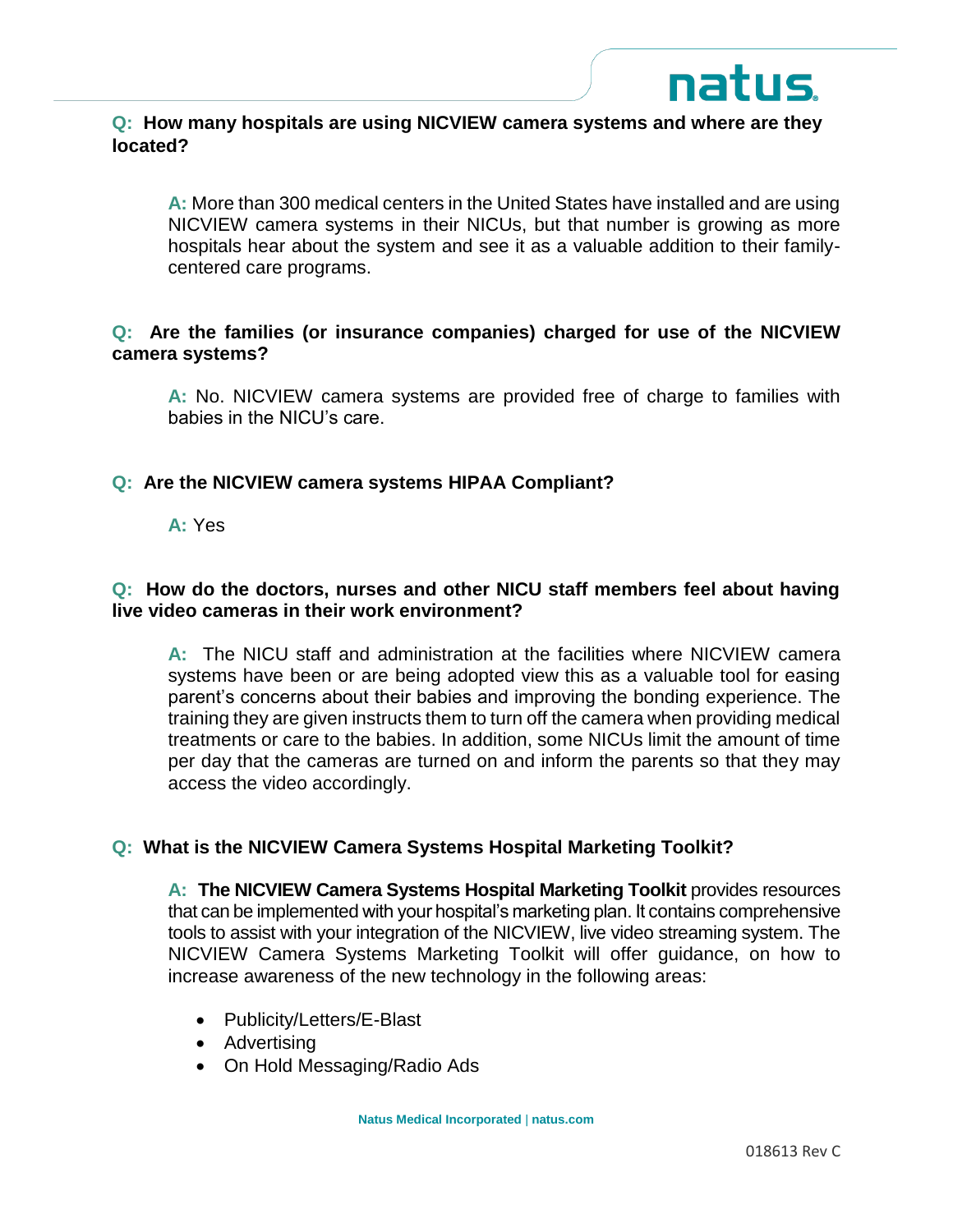**Q: How many hospitals are using NICVIEW camera systems and where are they located?**

**A:** More than 300 medical centers in the United States have installed and are using NICVIEW camera systems in their NICUs, but that number is growing as more hospitals hear about the system and see it as a valuable addition to their family-centered care programs.

**Q: Are the families (or insurance companies) charged for use of the NICVIEW camera systems?**

**A:** No. NICVIEW camera systems are provided free of charge to families with babies in the NICU's care.

**Q: Are the NICVIEW camera systems HIPAA Compliant?**

**A:** Yes

**Q: How do the doctors, nurses and other NICU staff members feel about having live video cameras in their work environment?**

**A:** The NICU staff and administration at the facilities where NICVIEW camera systems have been or are being adopted view this as a valuable tool for easing parent's concerns about their babies and improving the bonding experience. The training they are given instructs them to turn off the camera when providing medical treatments or care to the babies. In addition, some NICUs limit the amount of time per day that the cameras are turned on and inform the parents so that they may access the video accordingly.

**Q: What is the NICVIEW Camera Systems Hospital Marketing Toolkit?**

**A: The NICVIEW Camera Systems Hospital Marketing Toolkit** provides resources that can be implemented with your hospital's marketing plan. It contains comprehensive tools to assist with your integration of the NICVIEW, live video streaming system. The NICVIEW Camera Systems Marketing Toolkit will offer guidance, on how to increase awareness of the new technology in the following areas:

- Publicity/Letters/E-Blast
- Advertising
- On Hold Messaging/Radio Ads

018613 Rev C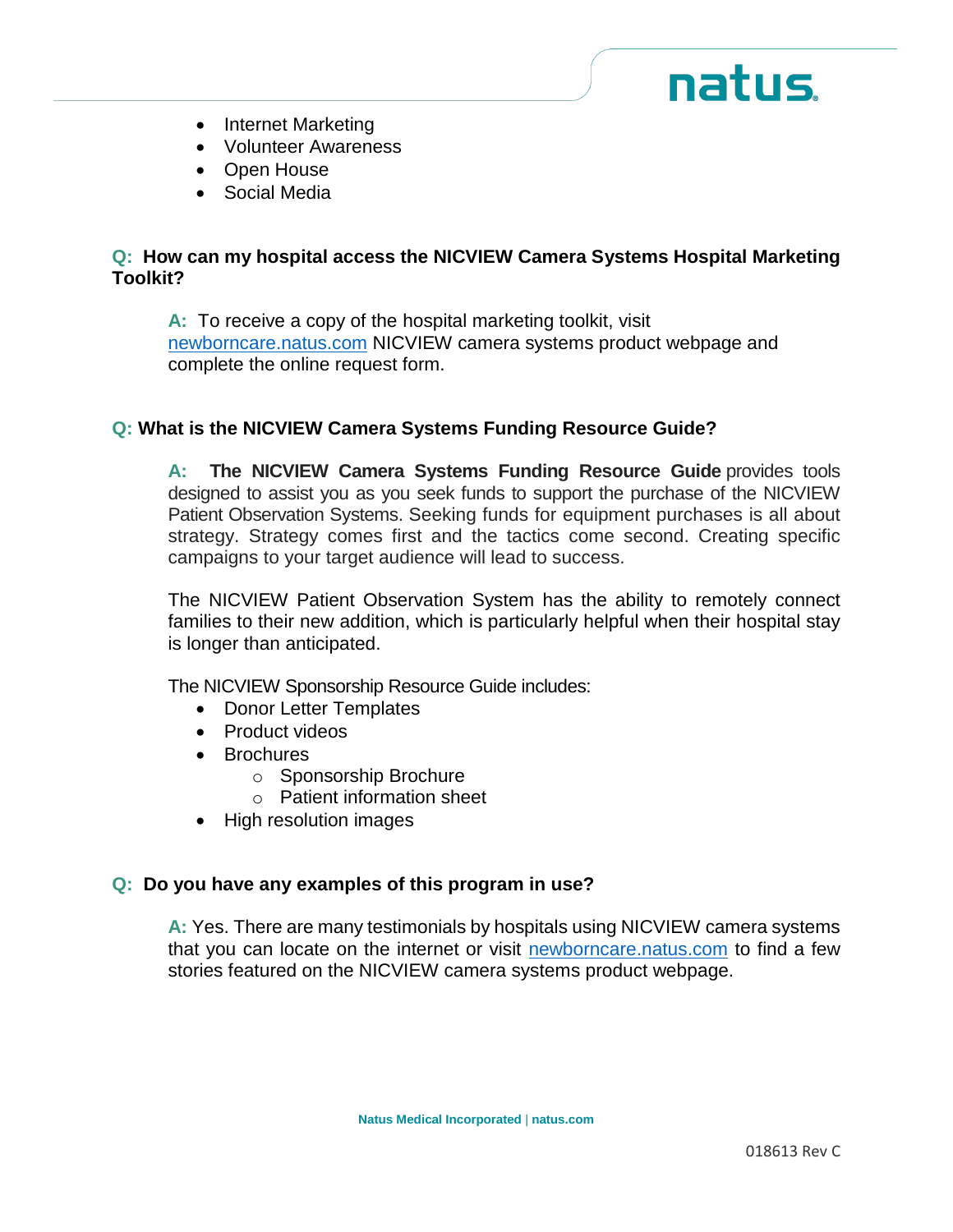- Internet Marketing
- Volunteer Awareness
- Open House
- Social Media

**Q: How can my hospital access the NICVIEW Camera Systems Hospital Marketing Toolkit?**

**A:** To receive a copy of the hospital marketing toolkit, visit newborncare.natus.com NICVIEW camera systems product webpage and complete the online request form.

**Q: What is the NICVIEW Camera Systems Funding Resource Guide?**

**A: The NICVIEW Camera Systems Funding Resource Guide** provides tools designed to assist you as you seek funds to support the purchase of the NICVIEW Patient Observation Systems. Seeking funds for equipment purchases is all about strategy. Strategy comes first and the tactics come second. Creating specific campaigns to your target audience will lead to success.

The NICVIEW Patient Observation System has the ability to remotely connect families to their new addition, which is particularly helpful when their hospital stay is longer than anticipated.

The NICVIEW Sponsorship Resource Guide includes:

- Donor Letter Templates
- Product videos
- Brochures
  - Sponsorship Brochure
  - Patient information sheet
- High resolution images

**Q: Do you have any examples of this program in use?**

**A:** Yes. There are many testimonials by hospitals using NICVIEW camera systems that you can locate on the internet or visit newborncare.natus.com to find a few stories featured on the NICVIEW camera systems product webpage.

018613 Rev C